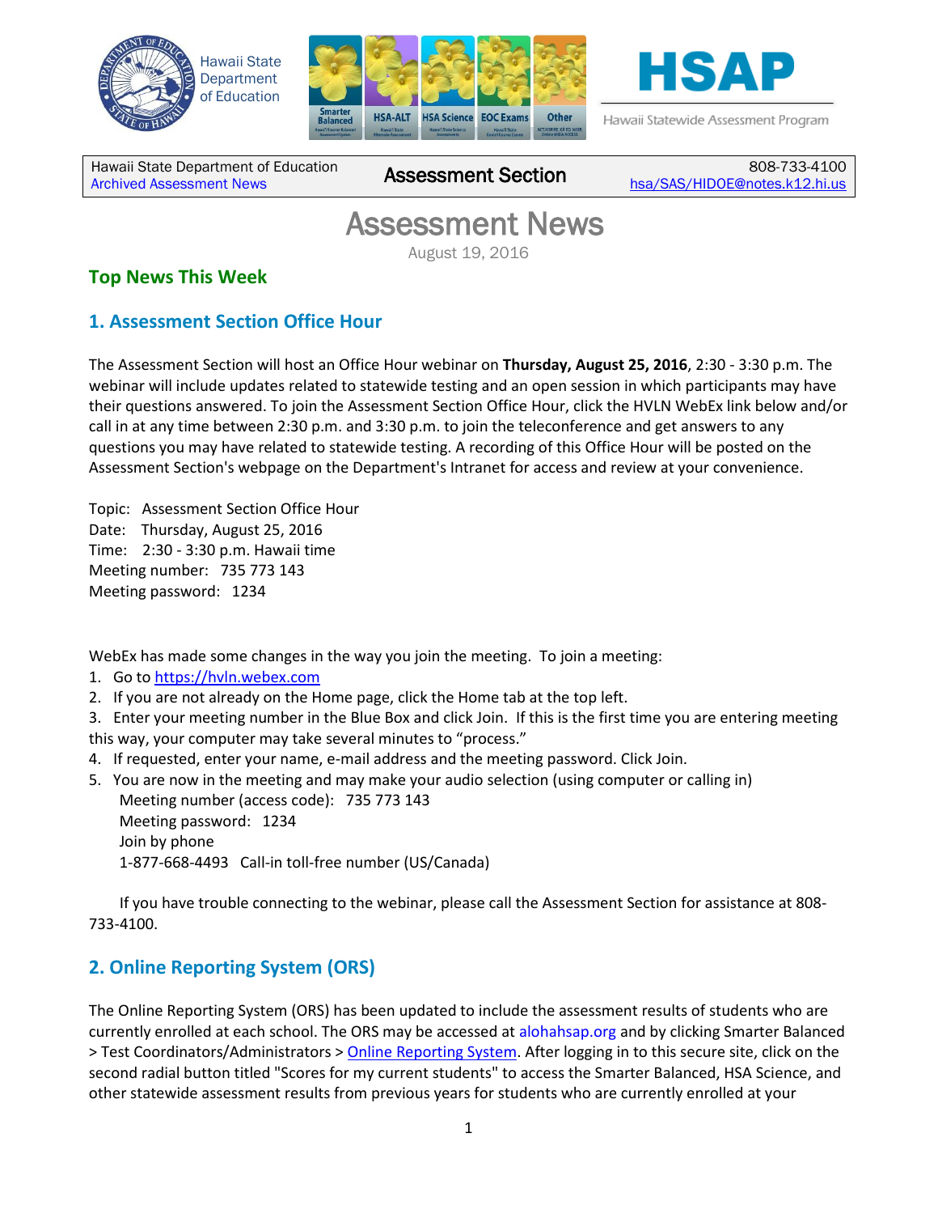Hawaii State Department of Education
Archived Assessment News

**Assessment Section**

808-733-4100
hsa/SAS/HIDOE@notes.k12.hi.us

# Assessment News

August 19, 2016

## Top News This Week

### 1. Assessment Section Office Hour

The Assessment Section will host an Office Hour webinar on **Thursday, August 25, 2016**, 2:30 - 3:30 p.m. The webinar will include updates related to statewide testing and an open session in which participants may have their questions answered. To join the Assessment Section Office Hour, click the HVLN WebEx link below and/or call in at any time between 2:30 p.m. and 3:30 p.m. to join the teleconference and get answers to any questions you may have related to statewide testing. A recording of this Office Hour will be posted on the Assessment Section's webpage on the Department's Intranet for access and review at your convenience.

Topic: Assessment Section Office Hour
Date: Thursday, August 25, 2016
Time: 2:30 - 3:30 p.m. Hawaii time
Meeting number: 735 773 143
Meeting password: 1234

WebEx has made some changes in the way you join the meeting. To join a meeting:

1. Go to https://hvln.webex.com
2. If you are not already on the Home page, click the Home tab at the top left.
3. Enter your meeting number in the Blue Box and click Join. If this is the first time you are entering meeting this way, your computer may take several minutes to "process."
4. If requested, enter your name, e-mail address and the meeting password. Click Join.
5. You are now in the meeting and may make your audio selection (using computer or calling in)
   Meeting number (access code): 735 773 143
   Meeting password: 1234
   Join by phone
   1-877-668-4493 Call-in toll-free number (US/Canada)

If you have trouble connecting to the webinar, please call the Assessment Section for assistance at 808-733-4100.

### 2. Online Reporting System (ORS)

The Online Reporting System (ORS) has been updated to include the assessment results of students who are currently enrolled at each school. The ORS may be accessed at alohahsap.org and by clicking Smarter Balanced > Test Coordinators/Administrators > Online Reporting System. After logging in to this secure site, click on the second radial button titled "Scores for my current students" to access the Smarter Balanced, HSA Science, and other statewide assessment results from previous years for students who are currently enrolled at your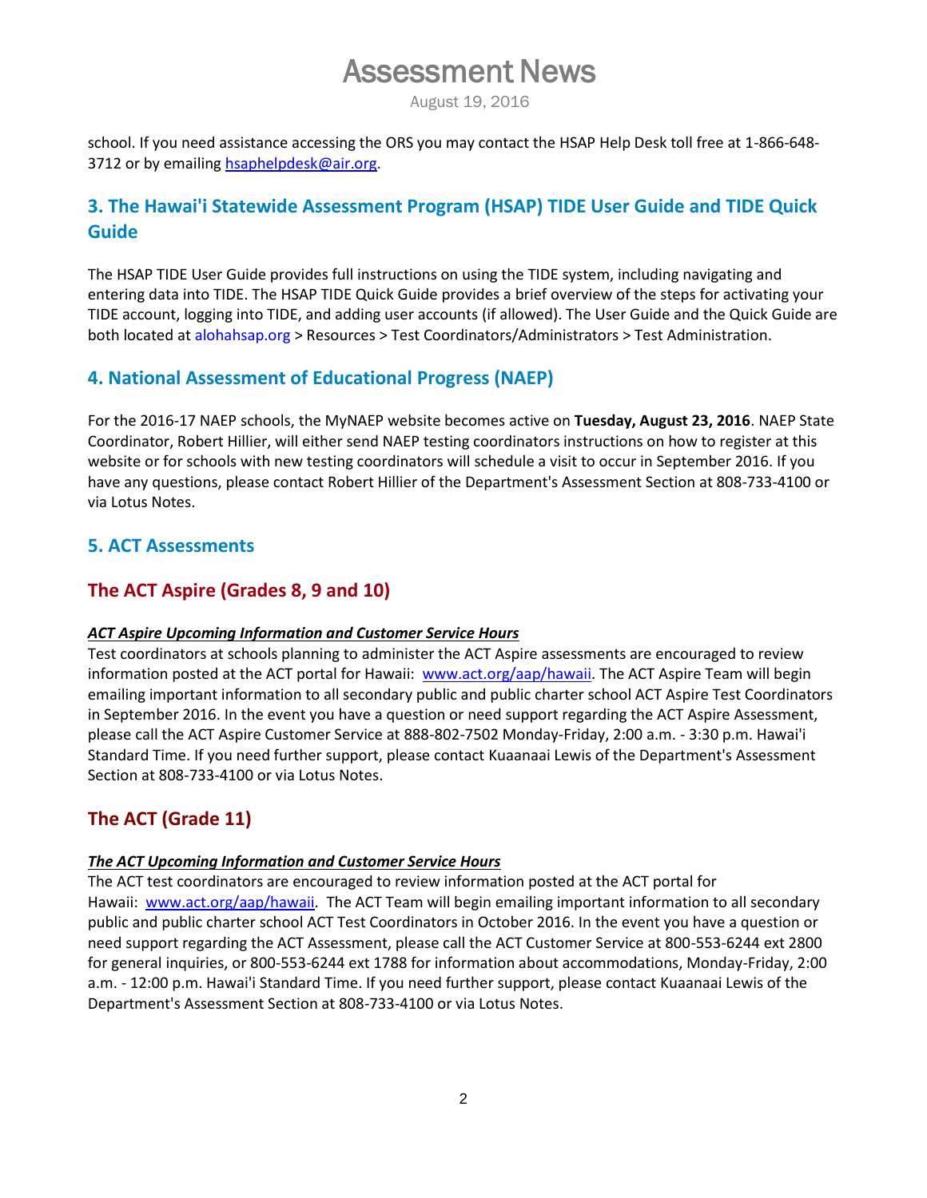school. If you need assistance accessing the ORS you may contact the HSAP Help Desk toll free at 1-866-648-3712 or by emailing hsaphelpdesk@air.org.

## 3. The Hawai'i Statewide Assessment Program (HSAP) TIDE User Guide and TIDE Quick Guide

The HSAP TIDE User Guide provides full instructions on using the TIDE system, including navigating and entering data into TIDE. The HSAP TIDE Quick Guide provides a brief overview of the steps for activating your TIDE account, logging into TIDE, and adding user accounts (if allowed). The User Guide and the Quick Guide are both located at alohahsap.org > Resources > Test Coordinators/Administrators > Test Administration.

## 4. National Assessment of Educational Progress (NAEP)

For the 2016-17 NAEP schools, the MyNAEP website becomes active on **Tuesday, August 23, 2016**. NAEP State Coordinator, Robert Hillier, will either send NAEP testing coordinators instructions on how to register at this website or for schools with new testing coordinators will schedule a visit to occur in September 2016. If you have any questions, please contact Robert Hillier of the Department's Assessment Section at 808-733-4100 or via Lotus Notes.

## 5. ACT Assessments

### The ACT Aspire (Grades 8, 9 and 10)

***ACT Aspire Upcoming Information and Customer Service Hours***

Test coordinators at schools planning to administer the ACT Aspire assessments are encouraged to review information posted at the ACT portal for Hawaii: www.act.org/aap/hawaii. The ACT Aspire Team will begin emailing important information to all secondary public and public charter school ACT Aspire Test Coordinators in September 2016. In the event you have a question or need support regarding the ACT Aspire Assessment, please call the ACT Aspire Customer Service at 888-802-7502 Monday-Friday, 2:00 a.m. - 3:30 p.m. Hawai'i Standard Time. If you need further support, please contact Kuaanaai Lewis of the Department's Assessment Section at 808-733-4100 or via Lotus Notes.

### The ACT (Grade 11)

***The ACT Upcoming Information and Customer Service Hours***

The ACT test coordinators are encouraged to review information posted at the ACT portal for Hawaii: www.act.org/aap/hawaii. The ACT Team will begin emailing important information to all secondary public and public charter school ACT Test Coordinators in October 2016. In the event you have a question or need support regarding the ACT Assessment, please call the ACT Customer Service at 800-553-6244 ext 2800 for general inquiries, or 800-553-6244 ext 1788 for information about accommodations, Monday-Friday, 2:00 a.m. - 12:00 p.m. Hawai'i Standard Time. If you need further support, please contact Kuaanaai Lewis of the Department's Assessment Section at 808-733-4100 or via Lotus Notes.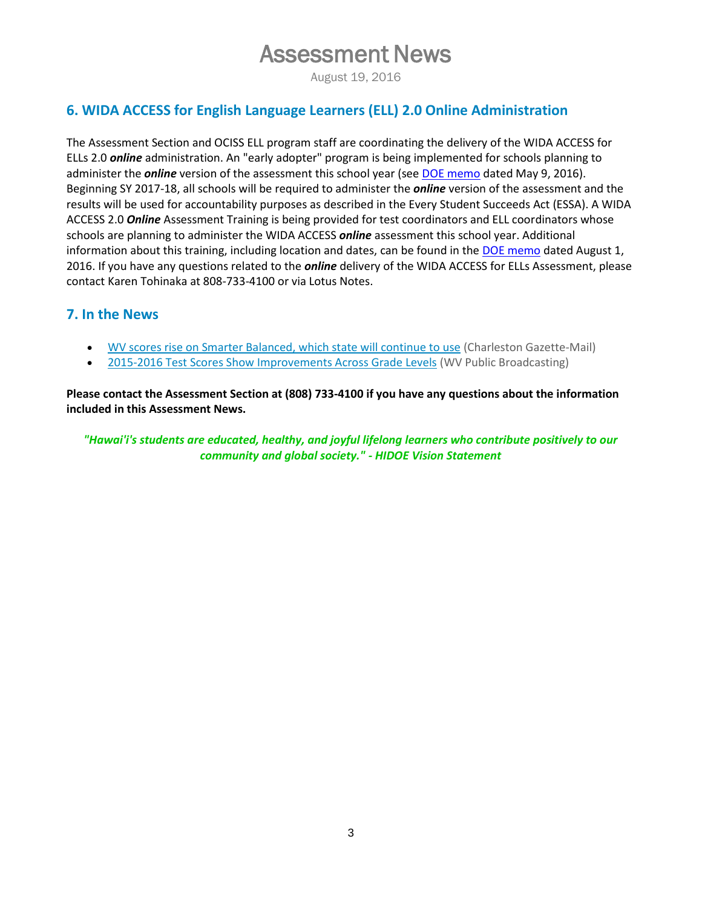## 6. WIDA ACCESS for English Language Learners (ELL) 2.0 Online Administration

The Assessment Section and OCISS ELL program staff are coordinating the delivery of the WIDA ACCESS for ELLs 2.0 ***online*** administration. An "early adopter" program is being implemented for schools planning to administer the ***online*** version of the assessment this school year (see DOE memo dated May 9, 2016). Beginning SY 2017-18, all schools will be required to administer the ***online*** version of the assessment and the results will be used for accountability purposes as described in the Every Student Succeeds Act (ESSA). A WIDA ACCESS 2.0 ***Online*** Assessment Training is being provided for test coordinators and ELL coordinators whose schools are planning to administer the WIDA ACCESS ***online*** assessment this school year. Additional information about this training, including location and dates, can be found in the DOE memo dated August 1, 2016. If you have any questions related to the ***online*** delivery of the WIDA ACCESS for ELLs Assessment, please contact Karen Tohinaka at 808-733-4100 or via Lotus Notes.

## 7. In the News

- WV scores rise on Smarter Balanced, which state will continue to use (Charleston Gazette-Mail)
- 2015-2016 Test Scores Show Improvements Across Grade Levels (WV Public Broadcasting)

**Please contact the Assessment Section at (808) 733-4100 if you have any questions about the information included in this Assessment News.**

***"Hawai'i's students are educated, healthy, and joyful lifelong learners who contribute positively to our community and global society." - HIDOE Vision Statement***